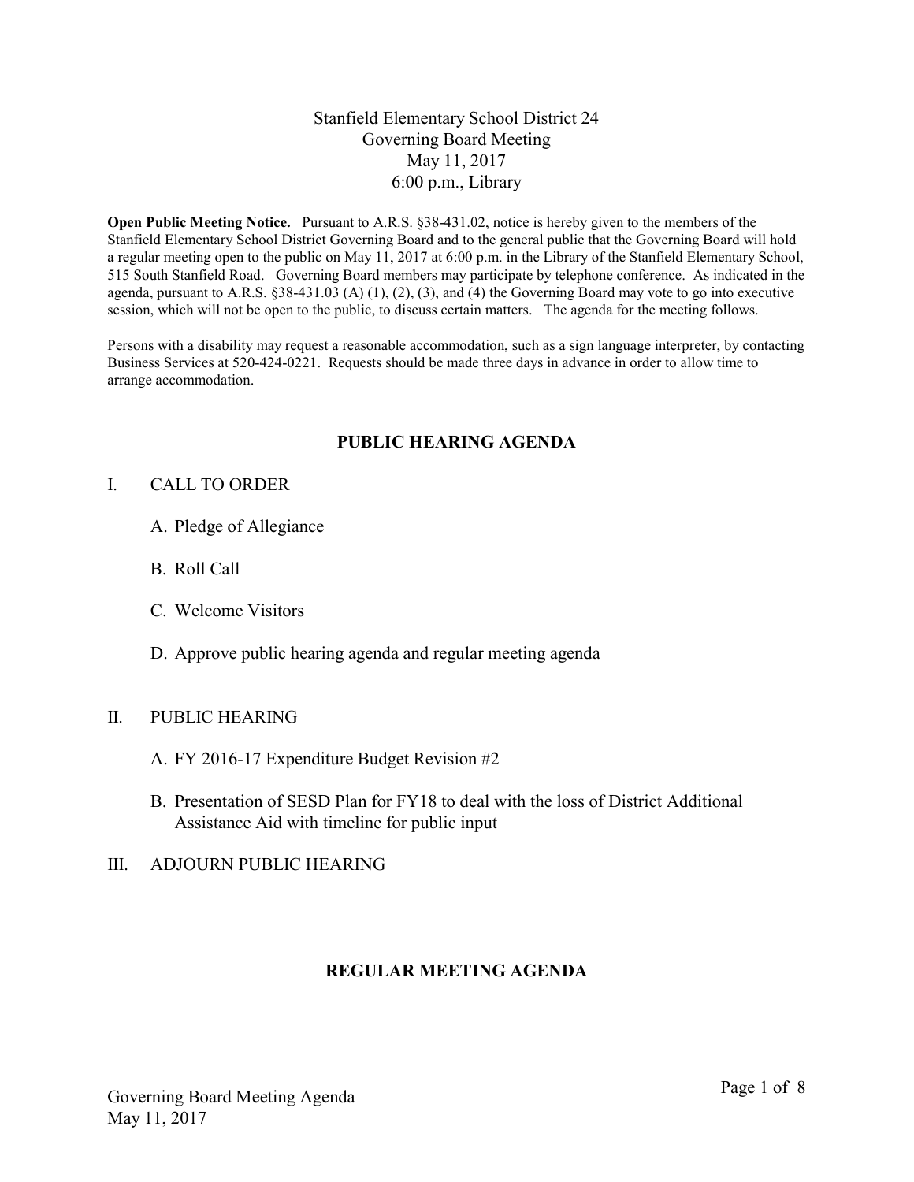# Stanfield Elementary School District 24
## Governing Board Meeting
## May 11, 2017
## 6:00 p.m., Library

**Open Public Meeting Notice.** Pursuant to A.R.S. §38-431.02, notice is hereby given to the members of the Stanfield Elementary School District Governing Board and to the general public that the Governing Board will hold a regular meeting open to the public on May 11, 2017 at 6:00 p.m. in the Library of the Stanfield Elementary School, 515 South Stanfield Road. Governing Board members may participate by telephone conference. As indicated in the agenda, pursuant to A.R.S. §38-431.03 (A) (1), (2), (3), and (4) the Governing Board may vote to go into executive session, which will not be open to the public, to discuss certain matters. The agenda for the meeting follows.

Persons with a disability may request a reasonable accommodation, such as a sign language interpreter, by contacting Business Services at 520-424-0221. Requests should be made three days in advance in order to allow time to arrange accommodation.

## PUBLIC HEARING AGENDA

I. CALL TO ORDER

   A. Pledge of Allegiance

   B. Roll Call

   C. Welcome Visitors

   D. Approve public hearing agenda and regular meeting agenda

II. PUBLIC HEARING

   A. FY 2016-17 Expenditure Budget Revision #2

   B. Presentation of SESD Plan for FY18 to deal with the loss of District Additional Assistance Aid with timeline for public input

III. ADJOURN PUBLIC HEARING

## REGULAR MEETING AGENDA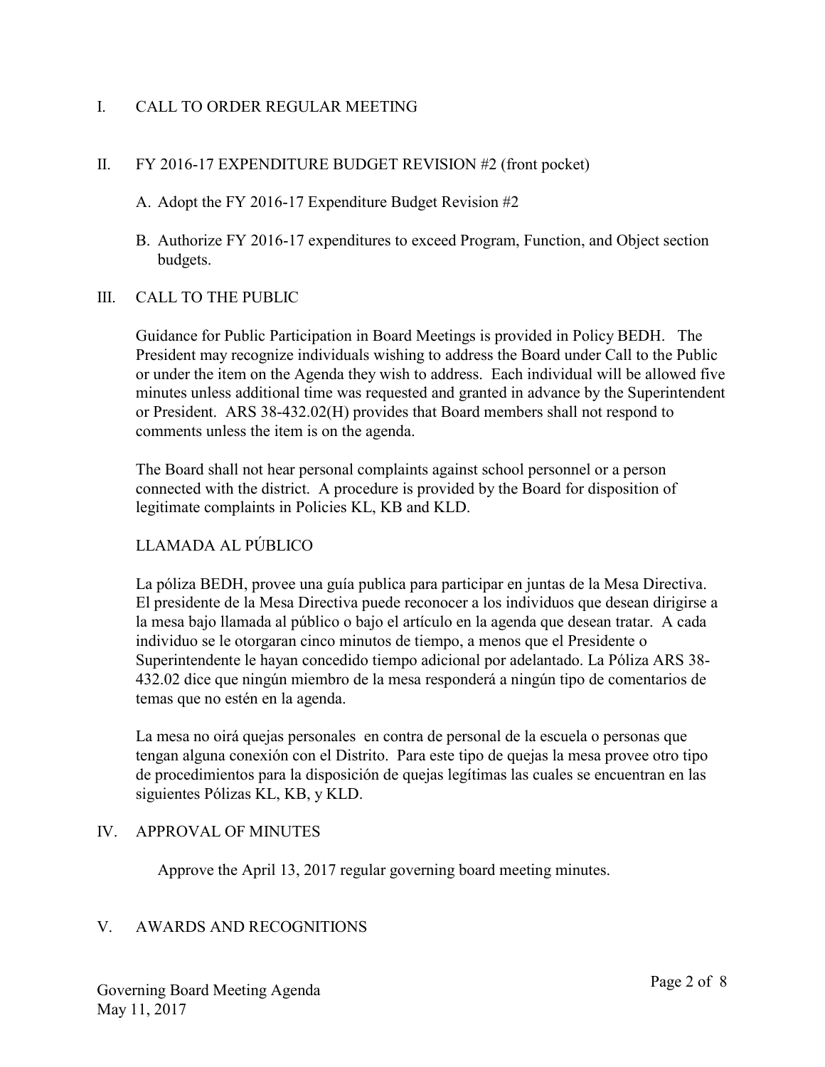## I. CALL TO ORDER REGULAR MEETING

## II. FY 2016-17 EXPENDITURE BUDGET REVISION #2 (front pocket)

A. Adopt the FY 2016-17 Expenditure Budget Revision #2

B. Authorize FY 2016-17 expenditures to exceed Program, Function, and Object section budgets.

## III. CALL TO THE PUBLIC

Guidance for Public Participation in Board Meetings is provided in Policy BEDH. The President may recognize individuals wishing to address the Board under Call to the Public or under the item on the Agenda they wish to address. Each individual will be allowed five minutes unless additional time was requested and granted in advance by the Superintendent or President. ARS 38-432.02(H) provides that Board members shall not respond to comments unless the item is on the agenda.

The Board shall not hear personal complaints against school personnel or a person connected with the district. A procedure is provided by the Board for disposition of legitimate complaints in Policies KL, KB and KLD.

### LLAMADA AL PÚBLICO

La póliza BEDH, provee una guía publica para participar en juntas de la Mesa Directiva. El presidente de la Mesa Directiva puede reconocer a los individuos que desean dirigirse a la mesa bajo llamada al público o bajo el artículo en la agenda que desean tratar. A cada individuo se le otorgaran cinco minutos de tiempo, a menos que el Presidente o Superintendente le hayan concedido tiempo adicional por adelantado. La Póliza ARS 38-432.02 dice que ningún miembro de la mesa responderá a ningún tipo de comentarios de temas que no estén en la agenda.

La mesa no oirá quejas personales en contra de personal de la escuela o personas que tengan alguna conexión con el Distrito. Para este tipo de quejas la mesa provee otro tipo de procedimientos para la disposición de quejas legítimas las cuales se encuentran en las siguientes Pólizas KL, KB, y KLD.

## IV. APPROVAL OF MINUTES

Approve the April 13, 2017 regular governing board meeting minutes.

## V. AWARDS AND RECOGNITIONS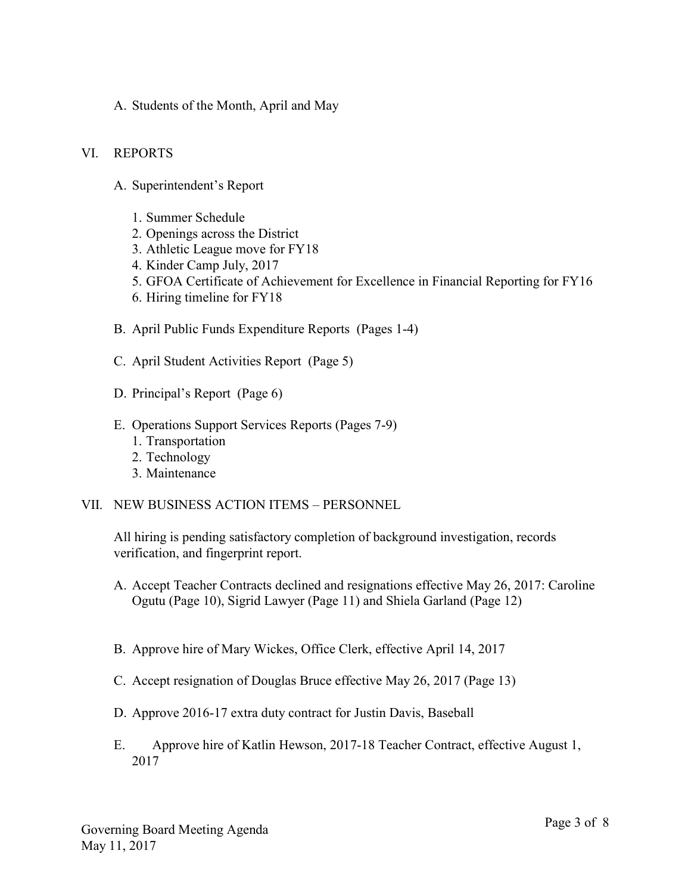A. Students of the Month, April and May

## VI. REPORTS

A. Superintendent's Report

1. Summer Schedule
2. Openings across the District
3. Athletic League move for FY18
4. Kinder Camp July, 2017
5. GFOA Certificate of Achievement for Excellence in Financial Reporting for FY16
6. Hiring timeline for FY18

B. April Public Funds Expenditure Reports (Pages 1-4)

C. April Student Activities Report (Page 5)

D. Principal's Report (Page 6)

E. Operations Support Services Reports (Pages 7-9)

1. Transportation
2. Technology
3. Maintenance

## VII. NEW BUSINESS ACTION ITEMS – PERSONNEL

All hiring is pending satisfactory completion of background investigation, records verification, and fingerprint report.

A. Accept Teacher Contracts declined and resignations effective May 26, 2017: Caroline Ogutu (Page 10), Sigrid Lawyer (Page 11) and Shiela Garland (Page 12)

B. Approve hire of Mary Wickes, Office Clerk, effective April 14, 2017

C. Accept resignation of Douglas Bruce effective May 26, 2017 (Page 13)

D. Approve 2016-17 extra duty contract for Justin Davis, Baseball

E. Approve hire of Katlin Hewson, 2017-18 Teacher Contract, effective August 1, 2017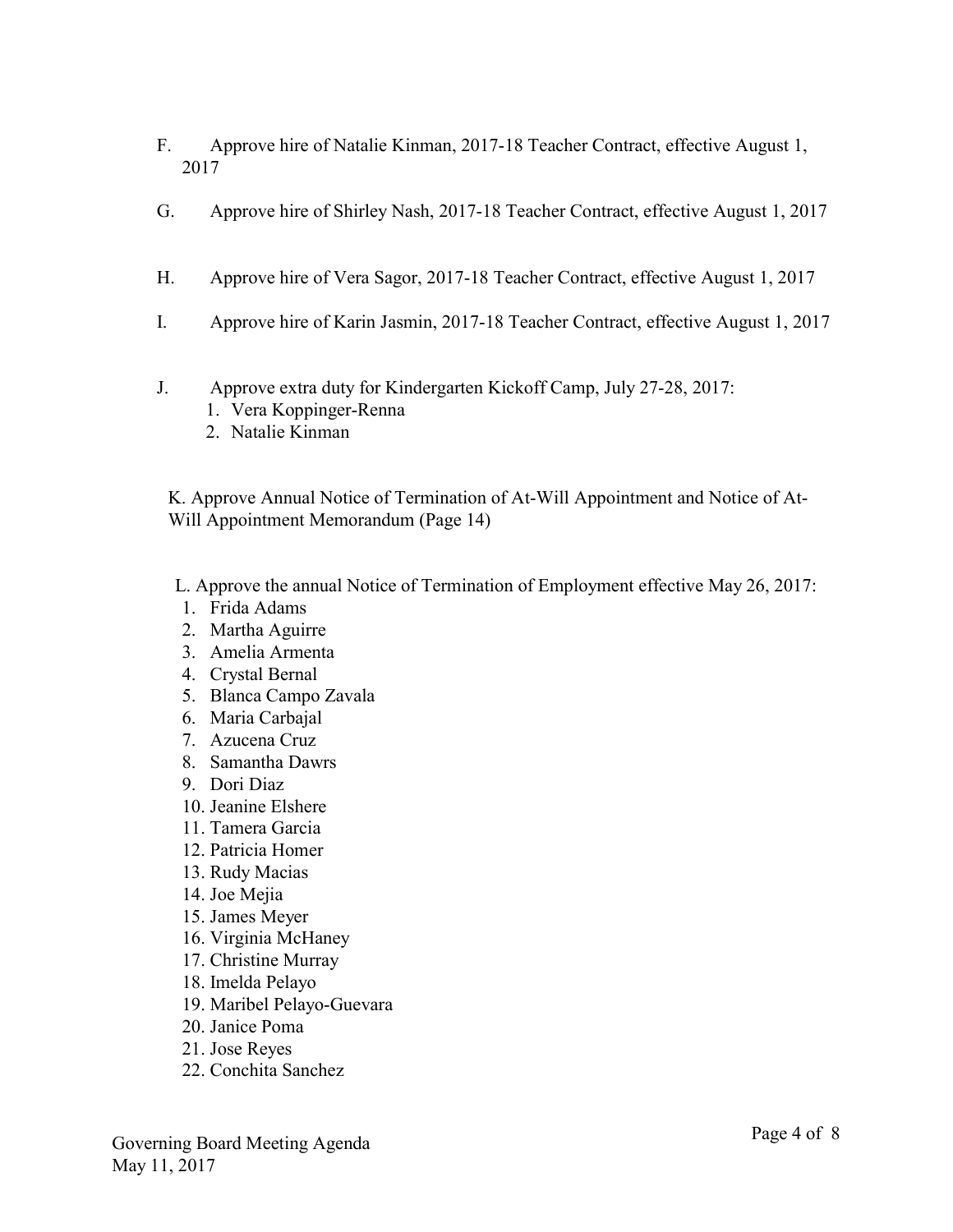F. Approve hire of Natalie Kinman, 2017-18 Teacher Contract, effective August 1, 2017

G. Approve hire of Shirley Nash, 2017-18 Teacher Contract, effective August 1, 2017

H. Approve hire of Vera Sagor, 2017-18 Teacher Contract, effective August 1, 2017

I. Approve hire of Karin Jasmin, 2017-18 Teacher Contract, effective August 1, 2017

J. Approve extra duty for Kindergarten Kickoff Camp, July 27-28, 2017:
   1. Vera Koppinger-Renna
   2. Natalie Kinman

K. Approve Annual Notice of Termination of At-Will Appointment and Notice of At-Will Appointment Memorandum (Page 14)

L. Approve the annual Notice of Termination of Employment effective May 26, 2017:
   1. Frida Adams
   2. Martha Aguirre
   3. Amelia Armenta
   4. Crystal Bernal
   5. Blanca Campo Zavala
   6. Maria Carbajal
   7. Azucena Cruz
   8. Samantha Dawrs
   9. Dori Diaz
   10. Jeanine Elshere
   11. Tamera Garcia
   12. Patricia Homer
   13. Rudy Macias
   14. Joe Mejia
   15. James Meyer
   16. Virginia McHaney
   17. Christine Murray
   18. Imelda Pelayo
   19. Maribel Pelayo-Guevara
   20. Janice Poma
   21. Jose Reyes
   22. Conchita Sanchez

Governing Board Meeting Agenda
May 11, 2017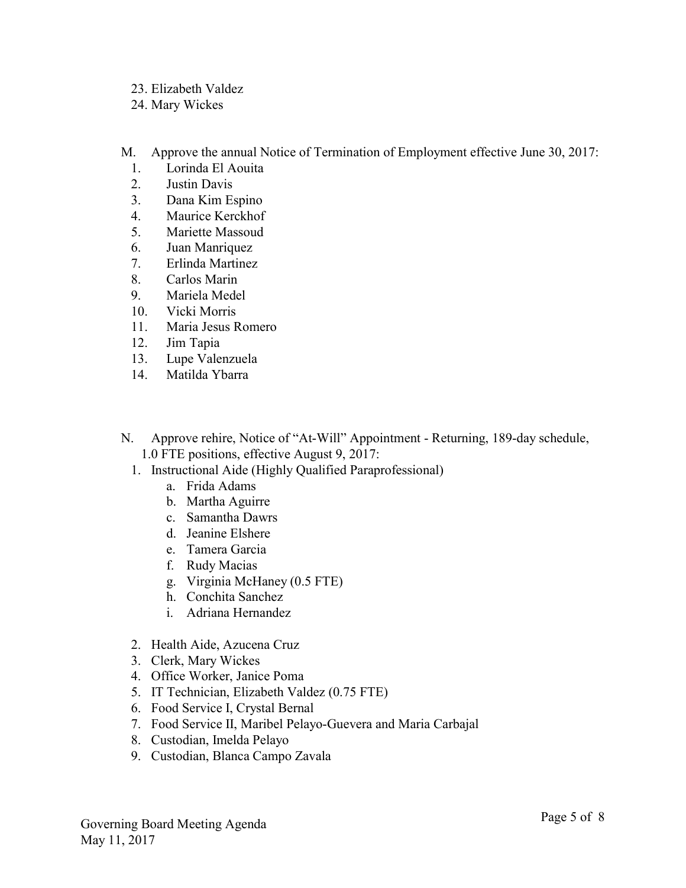23. Elizabeth Valdez
24. Mary Wickes

M. Approve the annual Notice of Termination of Employment effective June 30, 2017:
   1. Lorinda El Aouita
   2. Justin Davis
   3. Dana Kim Espino
   4. Maurice Kerckhof
   5. Mariette Massoud
   6. Juan Manriquez
   7. Erlinda Martinez
   8. Carlos Marin
   9. Mariela Medel
   10. Vicki Morris
   11. Maria Jesus Romero
   12. Jim Tapia
   13. Lupe Valenzuela
   14. Matilda Ybarra

N. Approve rehire, Notice of "At-Will" Appointment - Returning, 189-day schedule, 1.0 FTE positions, effective August 9, 2017:
   1. Instructional Aide (Highly Qualified Paraprofessional)
      a. Frida Adams
      b. Martha Aguirre
      c. Samantha Dawrs
      d. Jeanine Elshere
      e. Tamera Garcia
      f. Rudy Macias
      g. Virginia McHaney (0.5 FTE)
      h. Conchita Sanchez
      i. Adriana Hernandez

   2. Health Aide, Azucena Cruz
   3. Clerk, Mary Wickes
   4. Office Worker, Janice Poma
   5. IT Technician, Elizabeth Valdez (0.75 FTE)
   6. Food Service I, Crystal Bernal
   7. Food Service II, Maribel Pelayo-Guevera and Maria Carbajal
   8. Custodian, Imelda Pelayo
   9. Custodian, Blanca Campo Zavala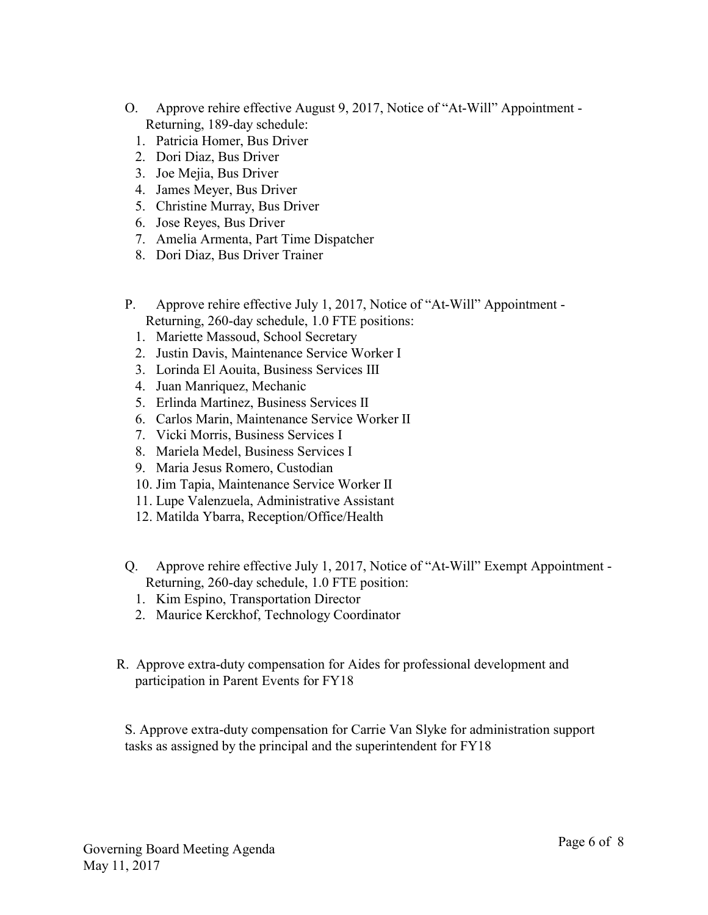O. Approve rehire effective August 9, 2017, Notice of "At-Will" Appointment - Returning, 189-day schedule:

1. Patricia Homer, Bus Driver
2. Dori Diaz, Bus Driver
3. Joe Mejia, Bus Driver
4. James Meyer, Bus Driver
5. Christine Murray, Bus Driver
6. Jose Reyes, Bus Driver
7. Amelia Armenta, Part Time Dispatcher
8. Dori Diaz, Bus Driver Trainer

P. Approve rehire effective July 1, 2017, Notice of "At-Will" Appointment - Returning, 260-day schedule, 1.0 FTE positions:

1. Mariette Massoud, School Secretary
2. Justin Davis, Maintenance Service Worker I
3. Lorinda El Aouita, Business Services III
4. Juan Manriquez, Mechanic
5. Erlinda Martinez, Business Services II
6. Carlos Marin, Maintenance Service Worker II
7. Vicki Morris, Business Services I
8. Mariela Medel, Business Services I
9. Maria Jesus Romero, Custodian
10. Jim Tapia, Maintenance Service Worker II
11. Lupe Valenzuela, Administrative Assistant
12. Matilda Ybarra, Reception/Office/Health

Q. Approve rehire effective July 1, 2017, Notice of "At-Will" Exempt Appointment - Returning, 260-day schedule, 1.0 FTE position:

1. Kim Espino, Transportation Director
2. Maurice Kerckhof, Technology Coordinator

R. Approve extra-duty compensation for Aides for professional development and participation in Parent Events for FY18

S. Approve extra-duty compensation for Carrie Van Slyke for administration support tasks as assigned by the principal and the superintendent for FY18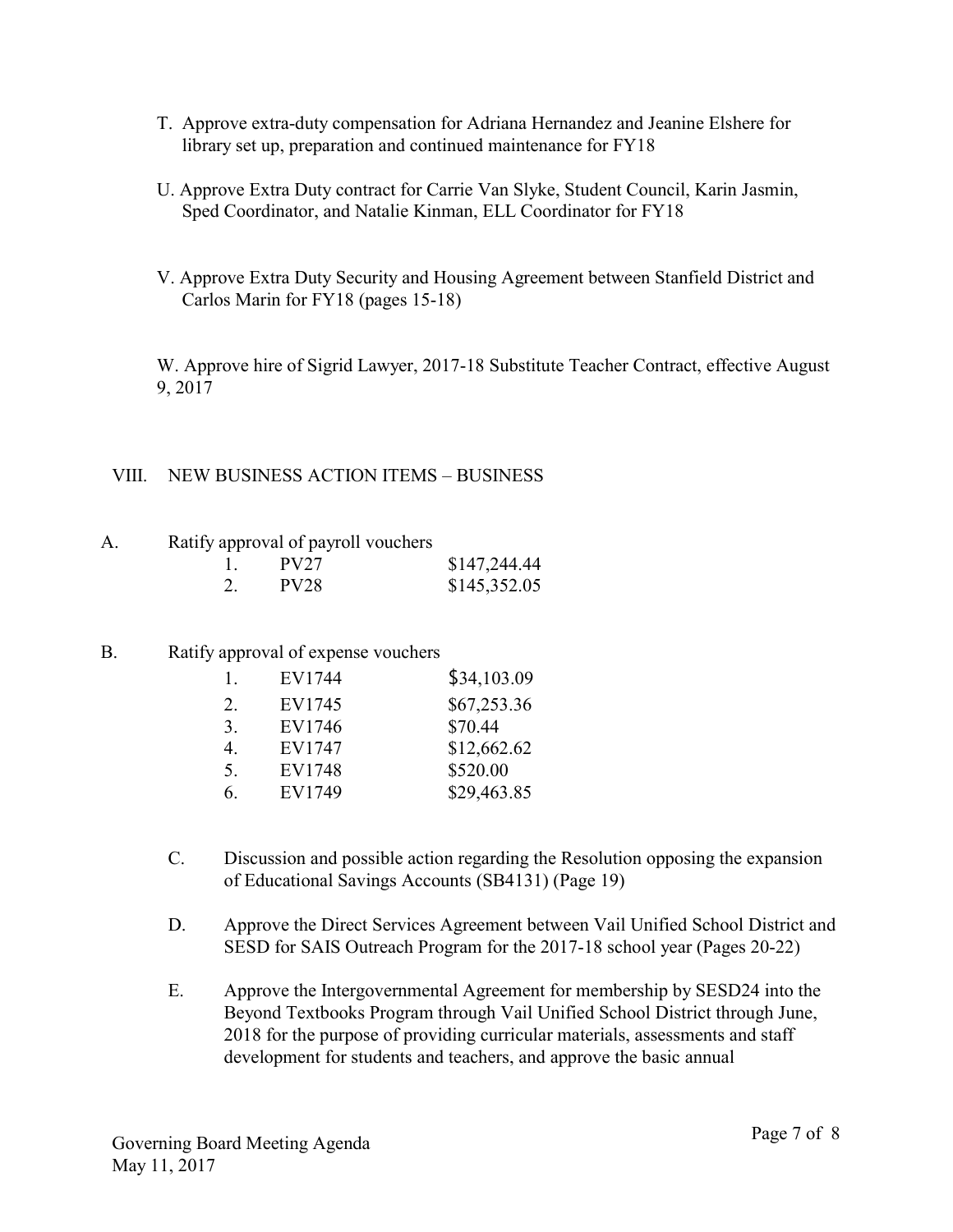T. Approve extra-duty compensation for Adriana Hernandez and Jeanine Elshere for library set up, preparation and continued maintenance for FY18

U. Approve Extra Duty contract for Carrie Van Slyke, Student Council, Karin Jasmin, Sped Coordinator, and Natalie Kinman, ELL Coordinator for FY18

V. Approve Extra Duty Security and Housing Agreement between Stanfield District and Carlos Marin for FY18 (pages 15-18)

W. Approve hire of Sigrid Lawyer, 2017-18 Substitute Teacher Contract, effective August 9, 2017

## VIII. NEW BUSINESS ACTION ITEMS – BUSINESS

A. Ratify approval of payroll vouchers

| | | |
|---|---|---|
| 1. | PV27 | $147,244.44 |
| 2. | PV28 | $145,352.05 |

B. Ratify approval of expense vouchers

| | | |
|---|---|---|
| 1. | EV1744 | $34,103.09 |
| 2. | EV1745 | $67,253.36 |
| 3. | EV1746 | $70.44 |
| 4. | EV1747 | $12,662.62 |
| 5. | EV1748 | $520.00 |
| 6. | EV1749 | $29,463.85 |

C. Discussion and possible action regarding the Resolution opposing the expansion of Educational Savings Accounts (SB4131) (Page 19)

D. Approve the Direct Services Agreement between Vail Unified School District and SESD for SAIS Outreach Program for the 2017-18 school year (Pages 20-22)

E. Approve the Intergovernmental Agreement for membership by SESD24 into the Beyond Textbooks Program through Vail Unified School District through June, 2018 for the purpose of providing curricular materials, assessments and staff development for students and teachers, and approve the basic annual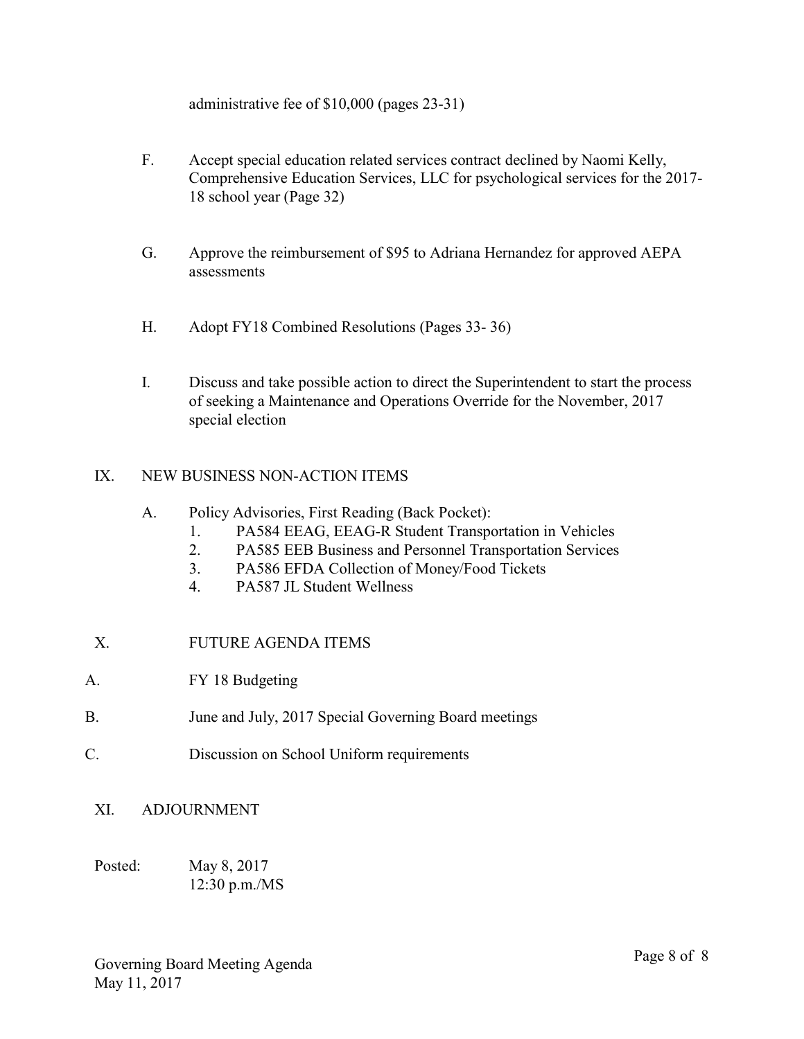administrative fee of $10,000 (pages 23-31)

F. Accept special education related services contract declined by Naomi Kelly, Comprehensive Education Services, LLC for psychological services for the 2017-18 school year (Page 32)

G. Approve the reimbursement of $95 to Adriana Hernandez for approved AEPA assessments

H. Adopt FY18 Combined Resolutions (Pages 33- 36)

I. Discuss and take possible action to direct the Superintendent to start the process of seeking a Maintenance and Operations Override for the November, 2017 special election

## IX. NEW BUSINESS NON-ACTION ITEMS

A. Policy Advisories, First Reading (Back Pocket):

1. PA584 EEAG, EEAG-R Student Transportation in Vehicles
2. PA585 EEB Business and Personnel Transportation Services
3. PA586 EFDA Collection of Money/Food Tickets
4. PA587 JL Student Wellness

## X. FUTURE AGENDA ITEMS

A. FY 18 Budgeting

B. June and July, 2017 Special Governing Board meetings

C. Discussion on School Uniform requirements

## XI. ADJOURNMENT

Posted: May 8, 2017
12:30 p.m./MS